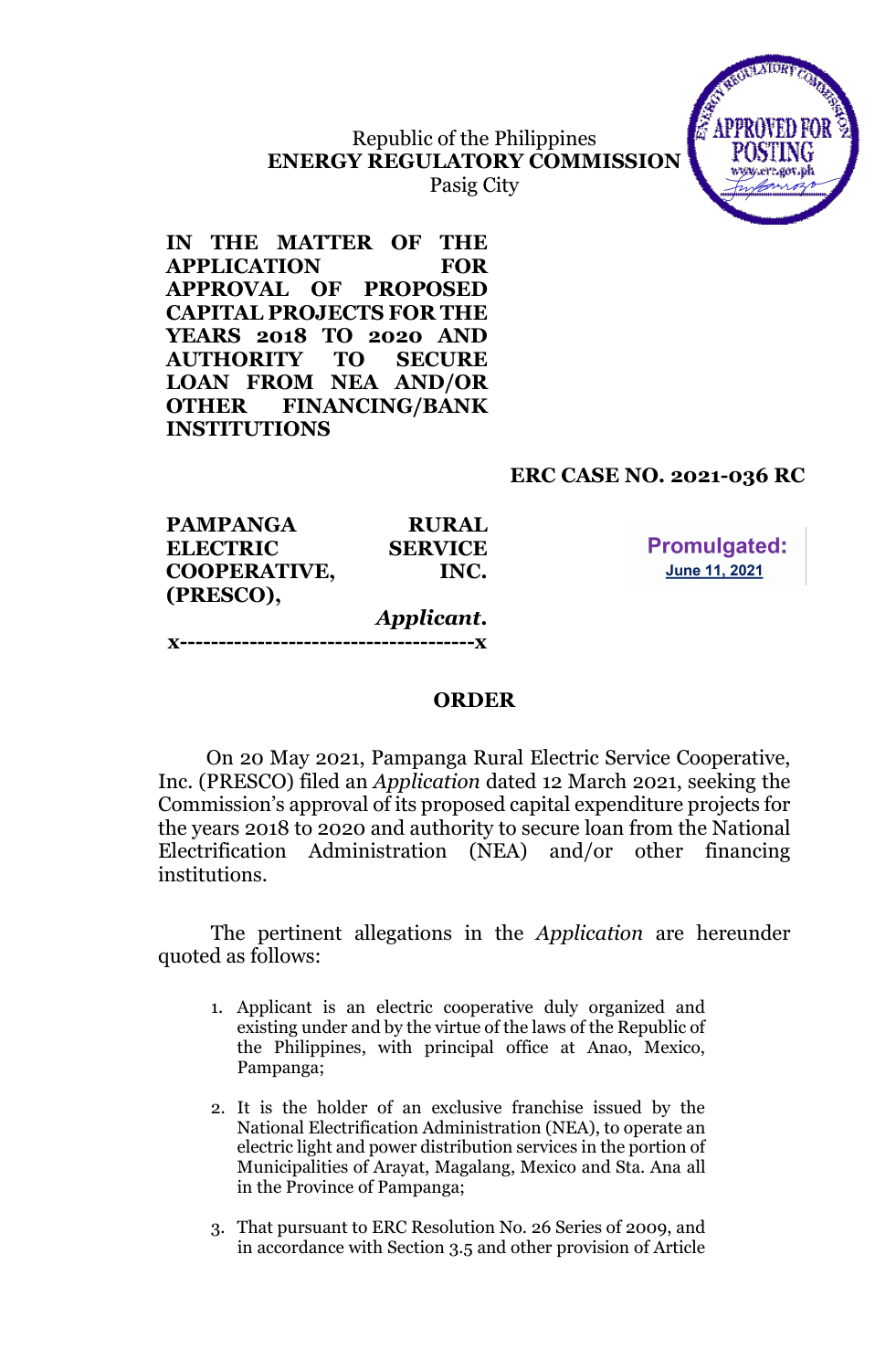Republic of the Philippines
**ENERGY REGULATORY COMMISSION**
Pasig City

APPROVED FOR POSTING
www.erc.gov.ph

**IN THE MATTER OF THE APPLICATION FOR APPROVAL OF PROPOSED CAPITAL PROJECTS FOR THE YEARS 2018 TO 2020 AND AUTHORITY TO SECURE LOAN FROM NEA AND/OR OTHER FINANCING/BANK INSTITUTIONS**

**ERC CASE NO. 2021-036 RC**

**PAMPANGA RURAL ELECTRIC SERVICE COOPERATIVE, INC. (PRESCO),**
*Applicant.*
x--------------------------------------x

**Promulgated:**
**June 11, 2021**

## ORDER

On 20 May 2021, Pampanga Rural Electric Service Cooperative, Inc. (PRESCO) filed an *Application* dated 12 March 2021, seeking the Commission's approval of its proposed capital expenditure projects for the years 2018 to 2020 and authority to secure loan from the National Electrification Administration (NEA) and/or other financing institutions.

The pertinent allegations in the *Application* are hereunder quoted as follows:

1. Applicant is an electric cooperative duly organized and existing under and by the virtue of the laws of the Republic of the Philippines, with principal office at Anao, Mexico, Pampanga;

2. It is the holder of an exclusive franchise issued by the National Electrification Administration (NEA), to operate an electric light and power distribution services in the portion of Municipalities of Arayat, Magalang, Mexico and Sta. Ana all in the Province of Pampanga;

3. That pursuant to ERC Resolution No. 26 Series of 2009, and in accordance with Section 3.5 and other provision of Article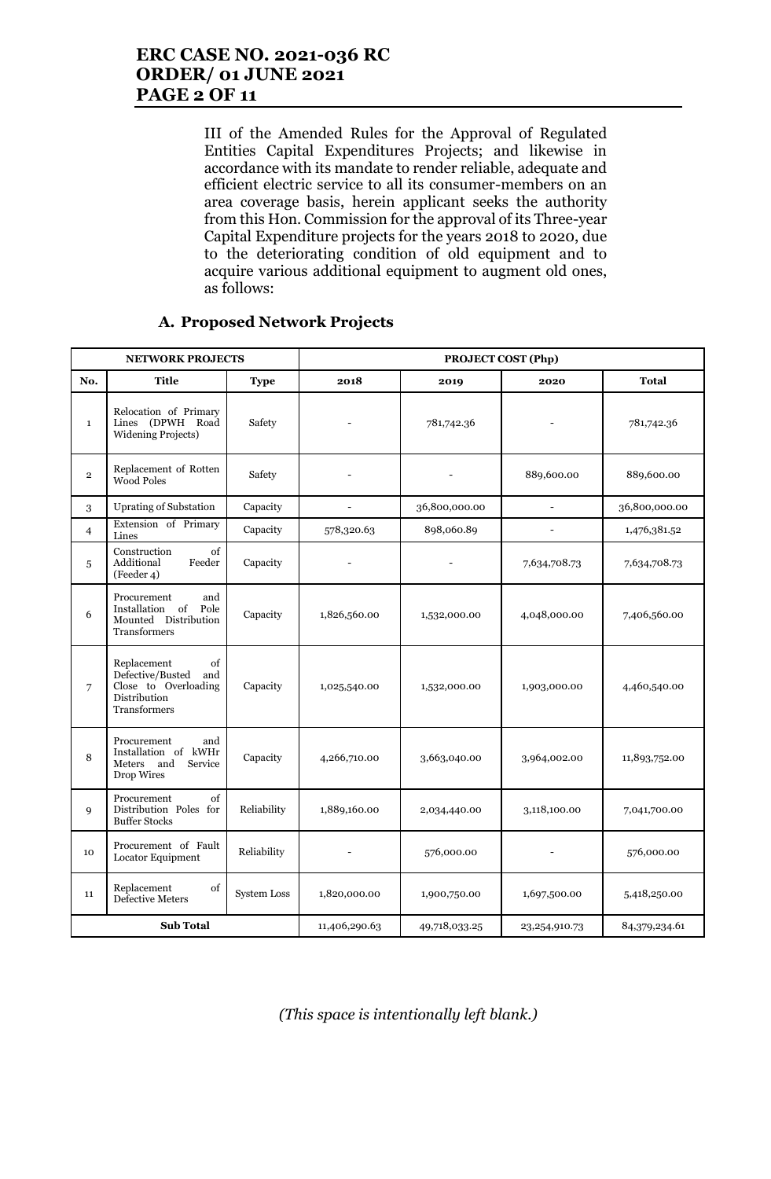III of the Amended Rules for the Approval of Regulated Entities Capital Expenditures Projects; and likewise in accordance with its mandate to render reliable, adequate and efficient electric service to all its consumer-members on an area coverage basis, herein applicant seeks the authority from this Hon. Commission for the approval of its Three-year Capital Expenditure projects for the years 2018 to 2020, due to the deteriorating condition of old equipment and to acquire various additional equipment to augment old ones, as follows:

### A. Proposed Network Projects

| NETWORK PROJECTS | | | PROJECT COST (Php) | | | |
|---|---|---|---|---|---|---|
| **No.** | **Title** | **Type** | **2018** | **2019** | **2020** | **Total** |
| 1 | Relocation of Primary Lines (DPWH Road Widening Projects) | Safety | - | 781,742.36 | - | 781,742.36 |
| 2 | Replacement of Rotten Wood Poles | Safety | - | - | 889,600.00 | 889,600.00 |
| 3 | Uprating of Substation | Capacity | - | 36,800,000.00 | - | 36,800,000.00 |
| 4 | Extension of Primary Lines | Capacity | 578,320.63 | 898,060.89 | - | 1,476,381.52 |
| 5 | Construction of Additional Feeder (Feeder 4) | Capacity | - | - | 7,634,708.73 | 7,634,708.73 |
| 6 | Procurement and Installation of Pole Mounted Distribution Transformers | Capacity | 1,826,560.00 | 1,532,000.00 | 4,048,000.00 | 7,406,560.00 |
| 7 | Replacement of Defective/Busted and Close to Overloading Distribution Transformers | Capacity | 1,025,540.00 | 1,532,000.00 | 1,903,000.00 | 4,460,540.00 |
| 8 | Procurement and Installation of kWHr Meters and Service Drop Wires | Capacity | 4,266,710.00 | 3,663,040.00 | 3,964,002.00 | 11,893,752.00 |
| 9 | Procurement of Distribution Poles for Buffer Stocks | Reliability | 1,889,160.00 | 2,034,440.00 | 3,118,100.00 | 7,041,700.00 |
| 10 | Procurement of Fault Locator Equipment | Reliability | - | 576,000.00 | - | 576,000.00 |
| 11 | Replacement of Defective Meters | System Loss | 1,820,000.00 | 1,900,750.00 | 1,697,500.00 | 5,418,250.00 |
| **Sub Total** | | | 11,406,290.63 | 49,718,033.25 | 23,254,910.73 | 84,379,234.61 |

*(This space is intentionally left blank.)*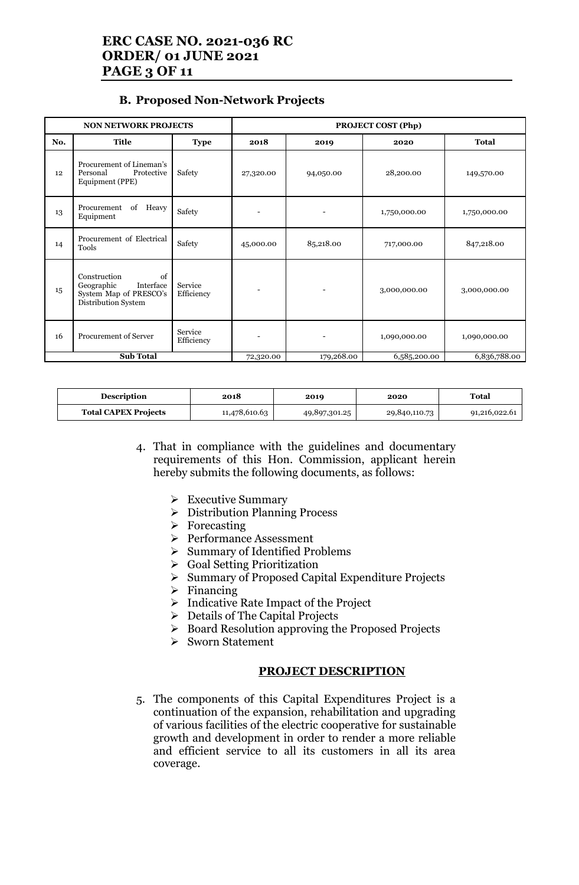### B. Proposed Non-Network Projects

| NON NETWORK PROJECTS | | | PROJECT COST (Php) | | | |
|---|---|---|---|---|---|---|
| No. | Title | Type | 2018 | 2019 | 2020 | Total |
| 12 | Procurement of Lineman's Personal Protective Equipment (PPE) | Safety | 27,320.00 | 94,050.00 | 28,200.00 | 149,570.00 |
| 13 | Procurement of Heavy Equipment | Safety | - | - | 1,750,000.00 | 1,750,000.00 |
| 14 | Procurement of Electrical Tools | Safety | 45,000.00 | 85,218.00 | 717,000.00 | 847,218.00 |
| 15 | Construction of Geographic Interface System Map of PRESCO's Distribution System | Service Efficiency | - | - | 3,000,000.00 | 3,000,000.00 |
| 16 | Procurement of Server | Service Efficiency | - | - | 1,090,000.00 | 1,090,000.00 |
| Sub Total | | | 72,320.00 | 179,268.00 | 6,585,200.00 | 6,836,788.00 |

| Description | 2018 | 2019 | 2020 | Total |
|---|---|---|---|---|
| Total CAPEX Projects | 11,478,610.63 | 49,897,301.25 | 29,840,110.73 | 91,216,022.61 |

4. That in compliance with the guidelines and documentary requirements of this Hon. Commission, applicant herein hereby submits the following documents, as follows:

   - Executive Summary
   - Distribution Planning Process
   - Forecasting
   - Performance Assessment
   - Summary of Identified Problems
   - Goal Setting Prioritization
   - Summary of Proposed Capital Expenditure Projects
   - Financing
   - Indicative Rate Impact of the Project
   - Details of The Capital Projects
   - Board Resolution approving the Proposed Projects
   - Sworn Statement

**PROJECT DESCRIPTION**

5. The components of this Capital Expenditures Project is a continuation of the expansion, rehabilitation and upgrading of various facilities of the electric cooperative for sustainable growth and development in order to render a more reliable and efficient service to all its customers in all its area coverage.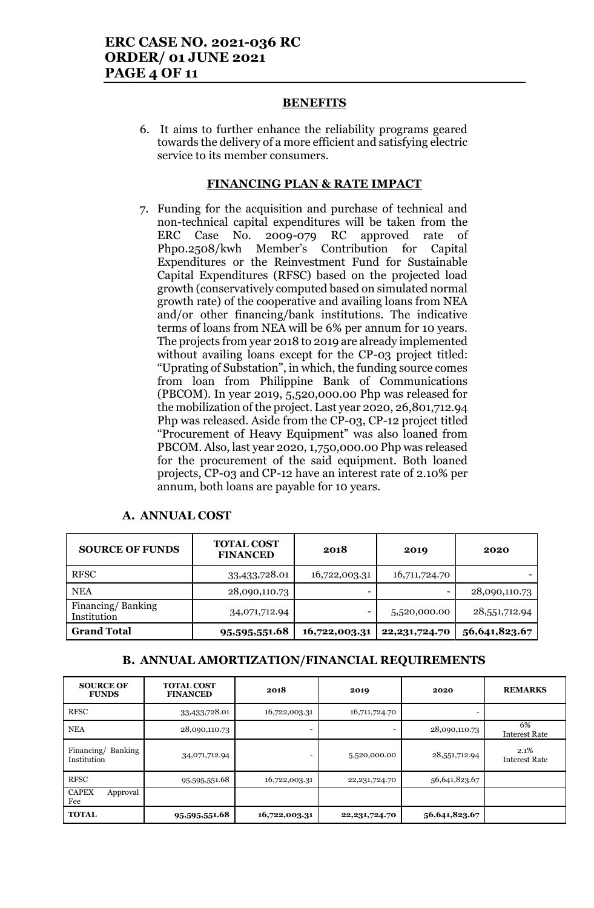### BENEFITS

6. It aims to further enhance the reliability programs geared towards the delivery of a more efficient and satisfying electric service to its member consumers.

### FINANCING PLAN & RATE IMPACT

7. Funding for the acquisition and purchase of technical and non-technical capital expenditures will be taken from the ERC Case No. 2009-079 RC approved rate of Php0.2508/kwh Member's Contribution for Capital Expenditures or the Reinvestment Fund for Sustainable Capital Expenditures (RFSC) based on the projected load growth (conservatively computed based on simulated normal growth rate) of the cooperative and availing loans from NEA and/or other financing/bank institutions. The indicative terms of loans from NEA will be 6% per annum for 10 years. The projects from year 2018 to 2019 are already implemented without availing loans except for the CP-03 project titled: "Uprating of Substation", in which, the funding source comes from loan from Philippine Bank of Communications (PBCOM). In year 2019, 5,520,000.00 Php was released for the mobilization of the project. Last year 2020, 26,801,712.94 Php was released. Aside from the CP-03, CP-12 project titled "Procurement of Heavy Equipment" was also loaned from PBCOM. Also, last year 2020, 1,750,000.00 Php was released for the procurement of the said equipment. Both loaned projects, CP-03 and CP-12 have an interest rate of 2.10% per annum, both loans are payable for 10 years.

#### A. ANNUAL COST

| SOURCE OF FUNDS | TOTAL COST FINANCED | 2018 | 2019 | 2020 |
|---|---|---|---|---|
| RFSC | 33,433,728.01 | 16,722,003.31 | 16,711,724.70 | - |
| NEA | 28,090,110.73 | - | - | 28,090,110.73 |
| Financing/ Banking Institution | 34,071,712.94 | - | 5,520,000.00 | 28,551,712.94 |
| **Grand Total** | **95,595,551.68** | **16,722,003.31** | **22,231,724.70** | **56,641,823.67** |

#### B. ANNUAL AMORTIZATION/FINANCIAL REQUIREMENTS

| SOURCE OF FUNDS | TOTAL COST FINANCED | 2018 | 2019 | 2020 | REMARKS |
|---|---|---|---|---|---|
| RFSC | 33,433,728.01 | 16,722,003.31 | 16,711,724.70 | - | |
| NEA | 28,090,110.73 | - | - | 28,090,110.73 | 6% Interest Rate |
| Financing/ Banking Institution | 34,071,712.94 | - | 5,520,000.00 | 28,551,712.94 | 2.1% Interest Rate |
| RFSC | 95,595,551.68 | 16,722,003.31 | 22,231,724.70 | 56,641,823.67 | |
| CAPEX Approval Fee | | | | | |
| **TOTAL** | **95,595,551.68** | **16,722,003.31** | **22,231,724.70** | **56,641,823.67** | |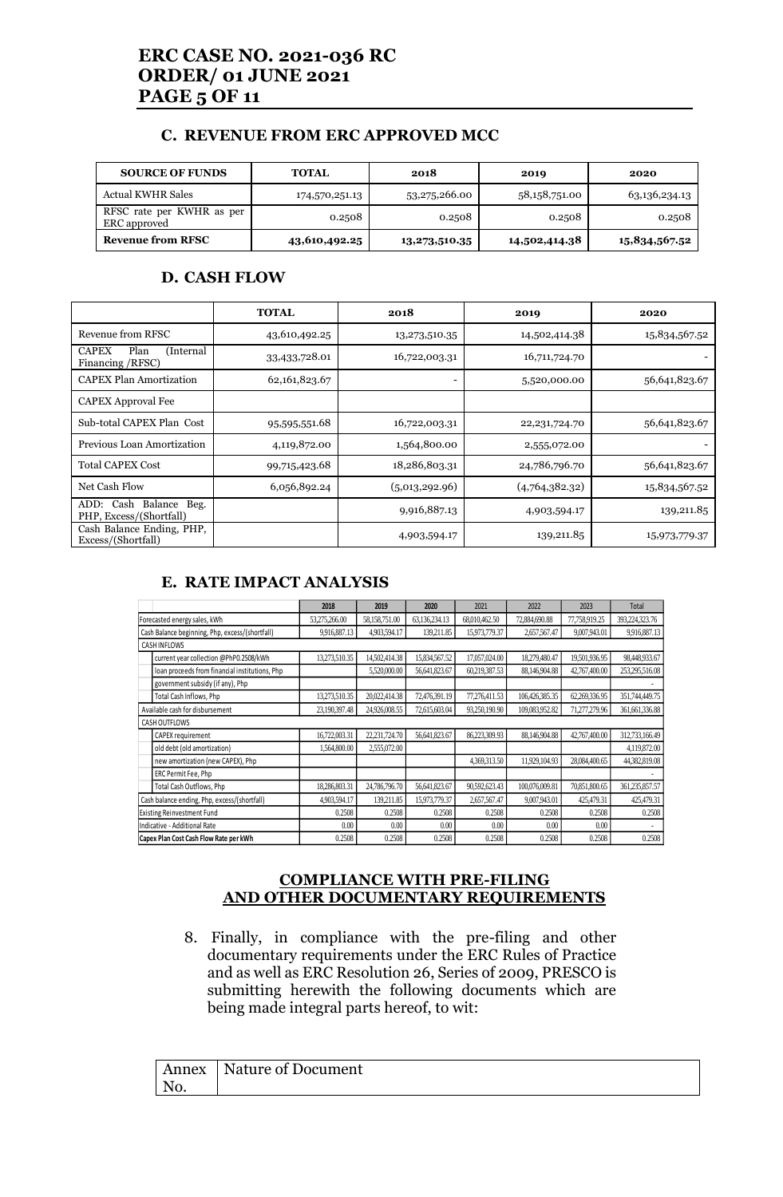### C. REVENUE FROM ERC APPROVED MCC

| SOURCE OF FUNDS | TOTAL | 2018 | 2019 | 2020 |
|---|---|---|---|---|
| Actual KWHR Sales | 174,570,251.13 | 53,275,266.00 | 58,158,751.00 | 63,136,234.13 |
| RFSC rate per KWHR as per ERC approved | 0.2508 | 0.2508 | 0.2508 | 0.2508 |
| **Revenue from RFSC** | **43,610,492.25** | **13,273,510.35** | **14,502,414.38** | **15,834,567.52** |

### D. CASH FLOW

| | TOTAL | 2018 | 2019 | 2020 |
|---|---|---|---|---|
| Revenue from RFSC | 43,610,492.25 | 13,273,510.35 | 14,502,414.38 | 15,834,567.52 |
| CAPEX Plan (Internal Financing /RFSC) | 33,433,728.01 | 16,722,003.31 | 16,711,724.70 | - |
| CAPEX Plan Amortization | 62,161,823.67 | - | 5,520,000.00 | 56,641,823.67 |
| CAPEX Approval Fee | | | | |
| Sub-total CAPEX Plan Cost | 95,595,551.68 | 16,722,003.31 | 22,231,724.70 | 56,641,823.67 |
| Previous Loan Amortization | 4,119,872.00 | 1,564,800.00 | 2,555,072.00 | - |
| Total CAPEX Cost | 99,715,423.68 | 18,286,803.31 | 24,786,796.70 | 56,641,823.67 |
| Net Cash Flow | 6,056,892.24 | (5,013,292.96) | (4,764,382.32) | 15,834,567.52 |
| ADD: Cash Balance Beg. PHP, Excess/(Shortfall) | | 9,916,887.13 | 4,903,594.17 | 139,211.85 |
| Cash Balance Ending, PHP, Excess/(Shortfall) | | 4,903,594.17 | 139,211.85 | 15,973,779.37 |

### E. RATE IMPACT ANALYSIS

| | 2018 | 2019 | 2020 | 2021 | 2022 | 2023 | Total |
|---|---|---|---|---|---|---|---|
| Forecasted energy sales, kWh | 53,275,266.00 | 58,158,751.00 | 63,136,234.13 | 68,010,462.50 | 72,884,690.88 | 77,758,919.25 | 393,224,323.76 |
| Cash Balance beginning, Php, excess/(shortfall) | 9,916,887.13 | 4,903,594.17 | 139,211.85 | 15,973,779.37 | 2,657,567.47 | 9,007,943.01 | 9,916,887.13 |
| CASH INFLOWS | | | | | | | |
| current year collection @PhP0.2508/kWh | 13,273,510.35 | 14,502,414.38 | 15,834,567.52 | 17,057,024.00 | 18,279,480.47 | 19,501,936.95 | 98,448,933.67 |
| loan proceeds from financial institutions, Php | | 5,520,000.00 | 56,641,823.67 | 60,219,387.53 | 88,146,904.88 | 42,767,400.00 | 253,295,516.08 |
| government subsidy (if any), Php | | | | | | | - |
| Total Cash Inflows, Php | 13,273,510.35 | 20,022,414.38 | 72,476,391.19 | 77,276,411.53 | 106,426,385.35 | 62,269,336.95 | 351,744,449.75 |
| Available cash for disbursement | 23,190,397.48 | 24,926,008.55 | 72,615,603.04 | 93,250,190.90 | 109,083,952.82 | 71,277,279.96 | 361,661,336.88 |
| CASH OUTFLOWS | | | | | | | |
| CAPEX requirement | 16,722,003.31 | 22,231,724.70 | 56,641,823.67 | 86,223,309.93 | 88,146,904.88 | 42,767,400.00 | 312,733,166.49 |
| old debt (old amortization) | 1,564,800.00 | 2,555,072.00 | | | | | 4,119,872.00 |
| new amortization (new CAPEX), Php | | | | 4,369,313.50 | 11,929,104.93 | 28,084,400.65 | 44,382,819.08 |
| ERC Permit Fee, Php | | | | | | | - |
| Total Cash Outflows, Php | 18,286,803.31 | 24,786,796.70 | 56,641,823.67 | 90,592,623.43 | 100,076,009.81 | 70,851,800.65 | 361,235,857.57 |
| Cash balance ending, Php, excess/(shortfall) | 4,903,594.17 | 139,211.85 | 15,973,779.37 | 2,657,567.47 | 9,007,943.01 | 425,479.31 | 425,479.31 |
| Existing Reinvestment Fund | 0.2508 | 0.2508 | 0.2508 | 0.2508 | 0.2508 | 0.2508 | 0.2508 |
| Indicative - Additional Rate | 0.00 | 0.00 | 0.00 | 0.00 | 0.00 | 0.00 | - |
| **Capex Plan Cost Cash Flow Rate per kWh** | 0.2508 | 0.2508 | 0.2508 | 0.2508 | 0.2508 | 0.2508 | 0.2508 |

## COMPLIANCE WITH PRE-FILING AND OTHER DOCUMENTARY REQUIREMENTS

8. Finally, in compliance with the pre-filing and other documentary requirements under the ERC Rules of Practice and as well as ERC Resolution 26, Series of 2009, PRESCO is submitting herewith the following documents which are being made integral parts hereof, to wit:

| Annex No. | Nature of Document |
|---|---|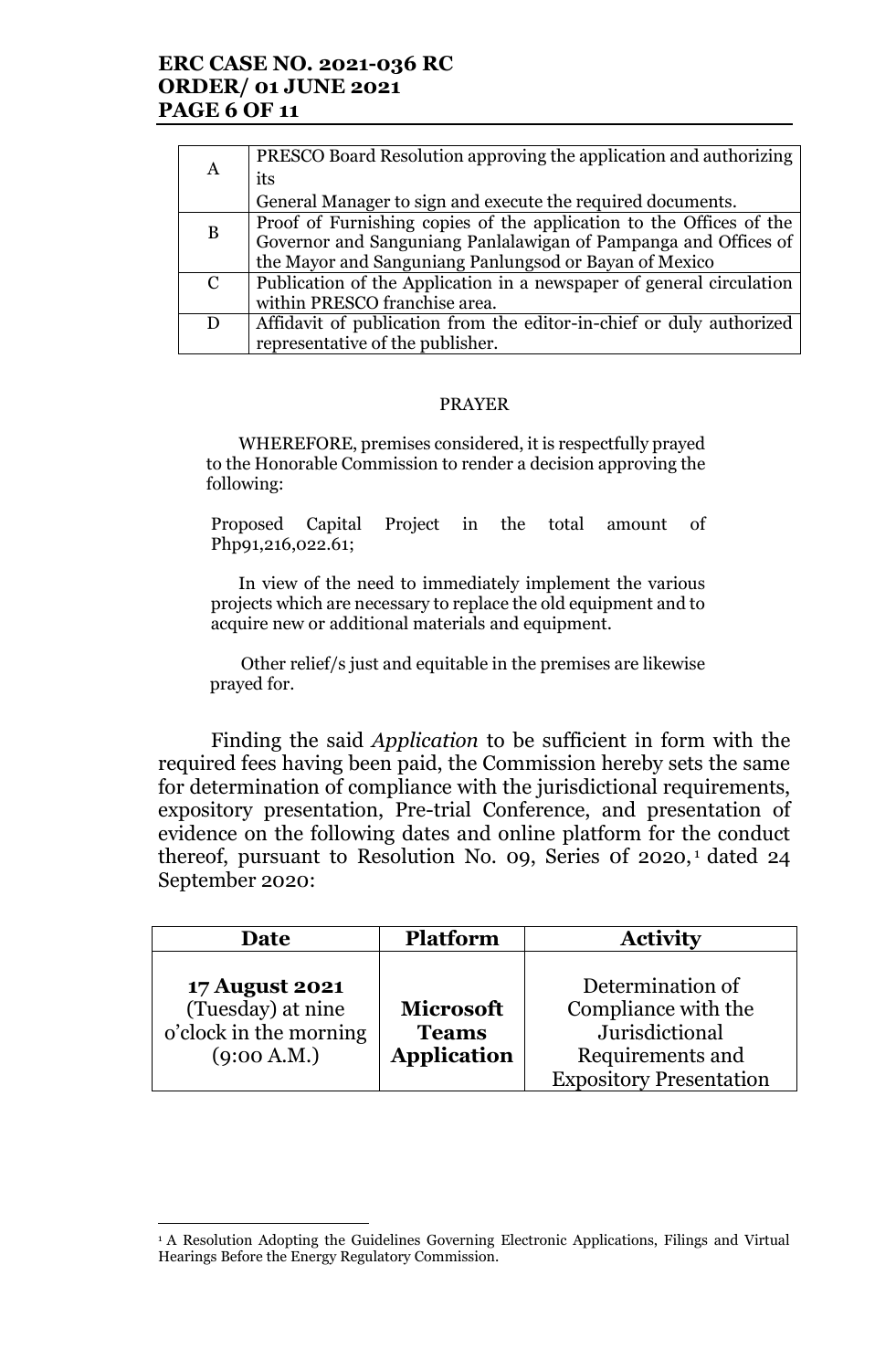| A | PRESCO Board Resolution approving the application and authorizing its General Manager to sign and execute the required documents. |
|---|---|
| B | Proof of Furnishing copies of the application to the Offices of the Governor and Sanguniang Panlalawigan of Pampanga and Offices of the Mayor and Sanguniang Panlungsod or Bayan of Mexico |
| C | Publication of the Application in a newspaper of general circulation within PRESCO franchise area. |
| D | Affidavit of publication from the editor-in-chief or duly authorized representative of the publisher. |

PRAYER

WHEREFORE, premises considered, it is respectfully prayed to the Honorable Commission to render a decision approving the following:

Proposed Capital Project in the total amount of Php91,216,022.61;

In view of the need to immediately implement the various projects which are necessary to replace the old equipment and to acquire new or additional materials and equipment.

Other relief/s just and equitable in the premises are likewise prayed for.

Finding the said *Application* to be sufficient in form with the required fees having been paid, the Commission hereby sets the same for determination of compliance with the jurisdictional requirements, expository presentation, Pre-trial Conference, and presentation of evidence on the following dates and online platform for the conduct thereof, pursuant to Resolution No. 09, Series of 2020,[1] dated 24 September 2020:

| Date | Platform | Activity |
|---|---|---|
| **17 August 2021** (Tuesday) at nine o'clock in the morning (9:00 A.M.) | **Microsoft Teams Application** | Determination of Compliance with the Jurisdictional Requirements and Expository Presentation |

[1] A Resolution Adopting the Guidelines Governing Electronic Applications, Filings and Virtual Hearings Before the Energy Regulatory Commission.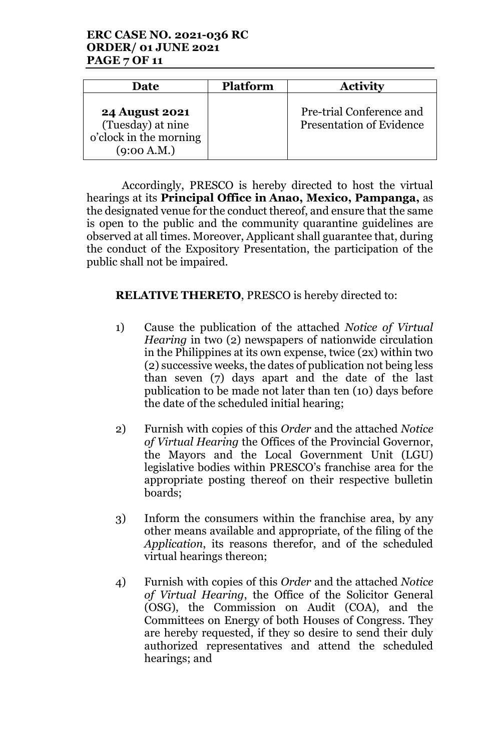| Date | Platform | Activity |
| --- | --- | --- |
| **24 August 2021** (Tuesday) at nine o'clock in the morning (9:00 A.M.) | | Pre-trial Conference and Presentation of Evidence |

Accordingly, PRESCO is hereby directed to host the virtual hearings at its **Principal Office in Anao, Mexico, Pampanga,** as the designated venue for the conduct thereof, and ensure that the same is open to the public and the community quarantine guidelines are observed at all times. Moreover, Applicant shall guarantee that, during the conduct of the Expository Presentation, the participation of the public shall not be impaired.

**RELATIVE THERETO**, PRESCO is hereby directed to:

1) Cause the publication of the attached *Notice of Virtual Hearing* in two (2) newspapers of nationwide circulation in the Philippines at its own expense, twice (2x) within two (2) successive weeks, the dates of publication not being less than seven (7) days apart and the date of the last publication to be made not later than ten (10) days before the date of the scheduled initial hearing;

2) Furnish with copies of this *Order* and the attached *Notice of Virtual Hearing* the Offices of the Provincial Governor, the Mayors and the Local Government Unit (LGU) legislative bodies within PRESCO's franchise area for the appropriate posting thereof on their respective bulletin boards;

3) Inform the consumers within the franchise area, by any other means available and appropriate, of the filing of the *Application*, its reasons therefor, and of the scheduled virtual hearings thereon;

4) Furnish with copies of this *Order* and the attached *Notice of Virtual Hearing*, the Office of the Solicitor General (OSG), the Commission on Audit (COA), and the Committees on Energy of both Houses of Congress. They are hereby requested, if they so desire to send their duly authorized representatives and attend the scheduled hearings; and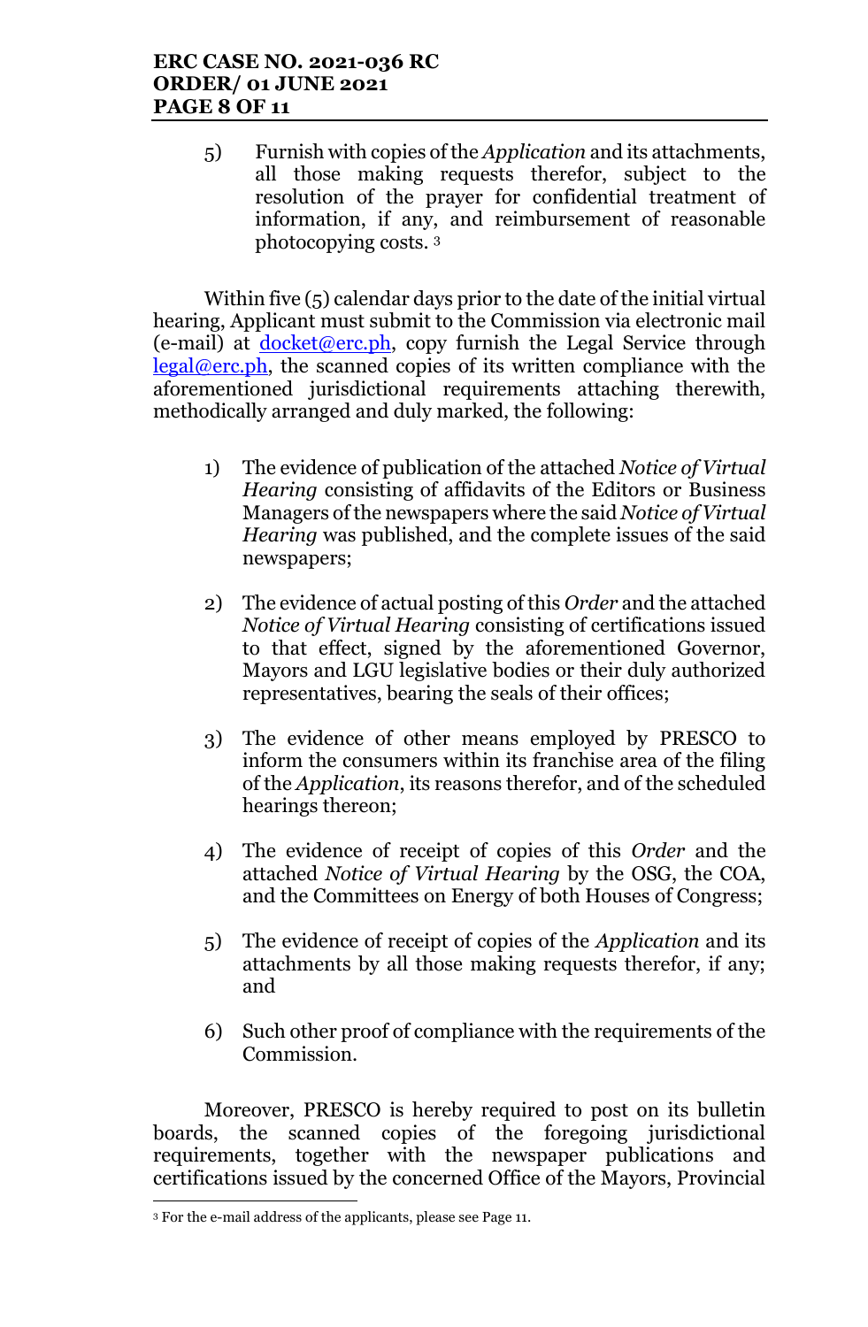5) Furnish with copies of the *Application* and its attachments, all those making requests therefor, subject to the resolution of the prayer for confidential treatment of information, if any, and reimbursement of reasonable photocopying costs. [3]

Within five (5) calendar days prior to the date of the initial virtual hearing, Applicant must submit to the Commission via electronic mail (e-mail) at docket@erc.ph, copy furnish the Legal Service through legal@erc.ph, the scanned copies of its written compliance with the aforementioned jurisdictional requirements attaching therewith, methodically arranged and duly marked, the following:

1) The evidence of publication of the attached *Notice of Virtual Hearing* consisting of affidavits of the Editors or Business Managers of the newspapers where the said *Notice of Virtual Hearing* was published, and the complete issues of the said newspapers;

2) The evidence of actual posting of this *Order* and the attached *Notice of Virtual Hearing* consisting of certifications issued to that effect, signed by the aforementioned Governor, Mayors and LGU legislative bodies or their duly authorized representatives, bearing the seals of their offices;

3) The evidence of other means employed by PRESCO to inform the consumers within its franchise area of the filing of the *Application*, its reasons therefor, and of the scheduled hearings thereon;

4) The evidence of receipt of copies of this *Order* and the attached *Notice of Virtual Hearing* by the OSG, the COA, and the Committees on Energy of both Houses of Congress;

5) The evidence of receipt of copies of the *Application* and its attachments by all those making requests therefor, if any; and

6) Such other proof of compliance with the requirements of the Commission.

Moreover, PRESCO is hereby required to post on its bulletin boards, the scanned copies of the foregoing jurisdictional requirements, together with the newspaper publications and certifications issued by the concerned Office of the Mayors, Provincial

---

[3] For the e-mail address of the applicants, please see Page 11.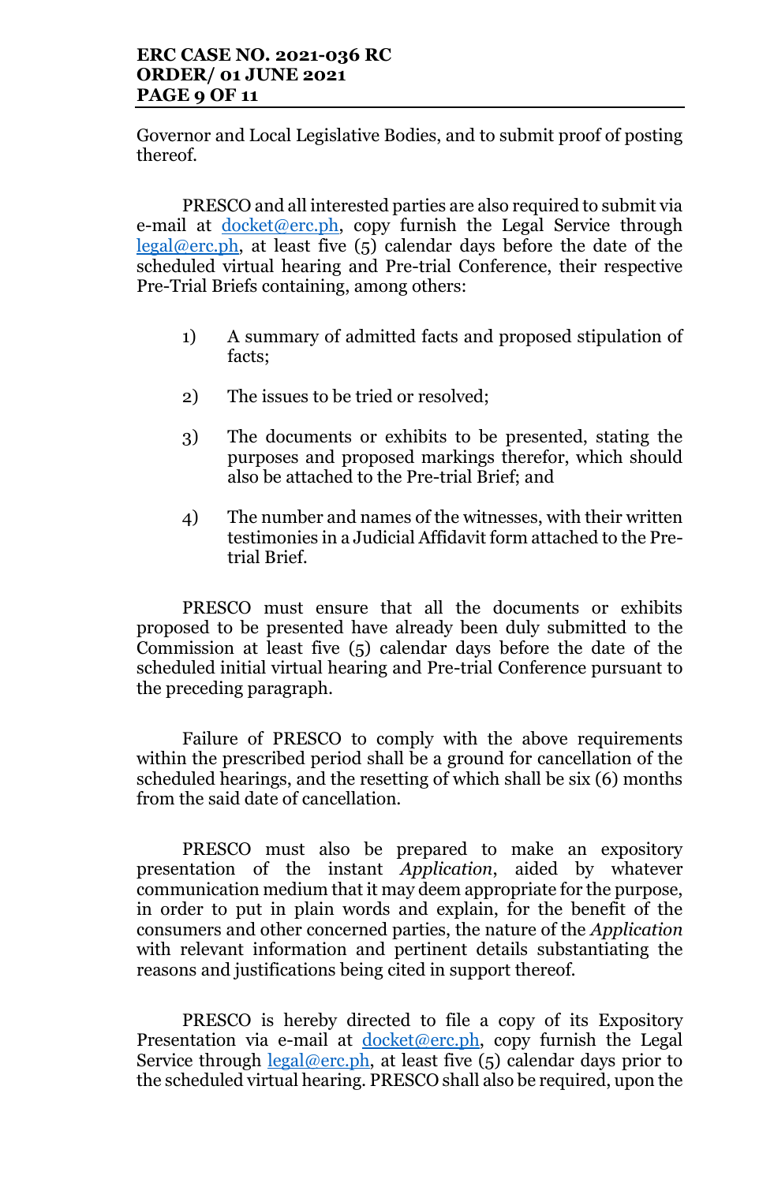Governor and Local Legislative Bodies, and to submit proof of posting thereof.

PRESCO and all interested parties are also required to submit via e-mail at docket@erc.ph, copy furnish the Legal Service through legal@erc.ph, at least five (5) calendar days before the date of the scheduled virtual hearing and Pre-trial Conference, their respective Pre-Trial Briefs containing, among others:

1) A summary of admitted facts and proposed stipulation of facts;

2) The issues to be tried or resolved;

3) The documents or exhibits to be presented, stating the purposes and proposed markings therefor, which should also be attached to the Pre-trial Brief; and

4) The number and names of the witnesses, with their written testimonies in a Judicial Affidavit form attached to the Pre-trial Brief.

PRESCO must ensure that all the documents or exhibits proposed to be presented have already been duly submitted to the Commission at least five (5) calendar days before the date of the scheduled initial virtual hearing and Pre-trial Conference pursuant to the preceding paragraph.

Failure of PRESCO to comply with the above requirements within the prescribed period shall be a ground for cancellation of the scheduled hearings, and the resetting of which shall be six (6) months from the said date of cancellation.

PRESCO must also be prepared to make an expository presentation of the instant *Application*, aided by whatever communication medium that it may deem appropriate for the purpose, in order to put in plain words and explain, for the benefit of the consumers and other concerned parties, the nature of the *Application* with relevant information and pertinent details substantiating the reasons and justifications being cited in support thereof.

PRESCO is hereby directed to file a copy of its Expository Presentation via e-mail at docket@erc.ph, copy furnish the Legal Service through legal@erc.ph, at least five (5) calendar days prior to the scheduled virtual hearing. PRESCO shall also be required, upon the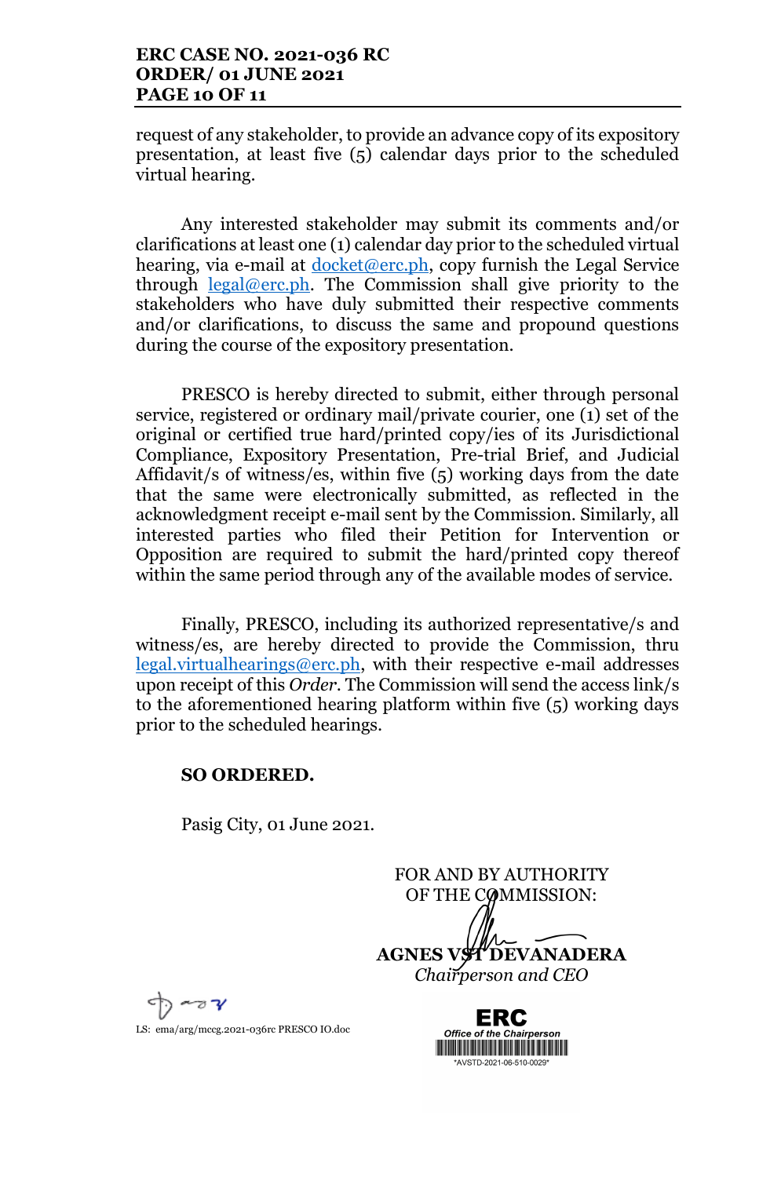request of any stakeholder, to provide an advance copy of its expository presentation, at least five (5) calendar days prior to the scheduled virtual hearing.

Any interested stakeholder may submit its comments and/or clarifications at least one (1) calendar day prior to the scheduled virtual hearing, via e-mail at docket@erc.ph, copy furnish the Legal Service through legal@erc.ph. The Commission shall give priority to the stakeholders who have duly submitted their respective comments and/or clarifications, to discuss the same and propound questions during the course of the expository presentation.

PRESCO is hereby directed to submit, either through personal service, registered or ordinary mail/private courier, one (1) set of the original or certified true hard/printed copy/ies of its Jurisdictional Compliance, Expository Presentation, Pre-trial Brief, and Judicial Affidavit/s of witness/es, within five (5) working days from the date that the same were electronically submitted, as reflected in the acknowledgment receipt e-mail sent by the Commission. Similarly, all interested parties who filed their Petition for Intervention or Opposition are required to submit the hard/printed copy thereof within the same period through any of the available modes of service.

Finally, PRESCO, including its authorized representative/s and witness/es, are hereby directed to provide the Commission, thru legal.virtualhearings@erc.ph, with their respective e-mail addresses upon receipt of this *Order*. The Commission will send the access link/s to the aforementioned hearing platform within five (5) working days prior to the scheduled hearings.

**SO ORDERED.**

Pasig City, 01 June 2021.

FOR AND BY AUTHORITY
OF THE COMMISSION:

**AGNES VST DEVANADERA**
*Chairperson and CEO*

LS: ema/arg/mccg.2021-036rc PRESCO IO.doc

ERC
Office of the Chairperson
*AVSTD-2021-06-510-0029*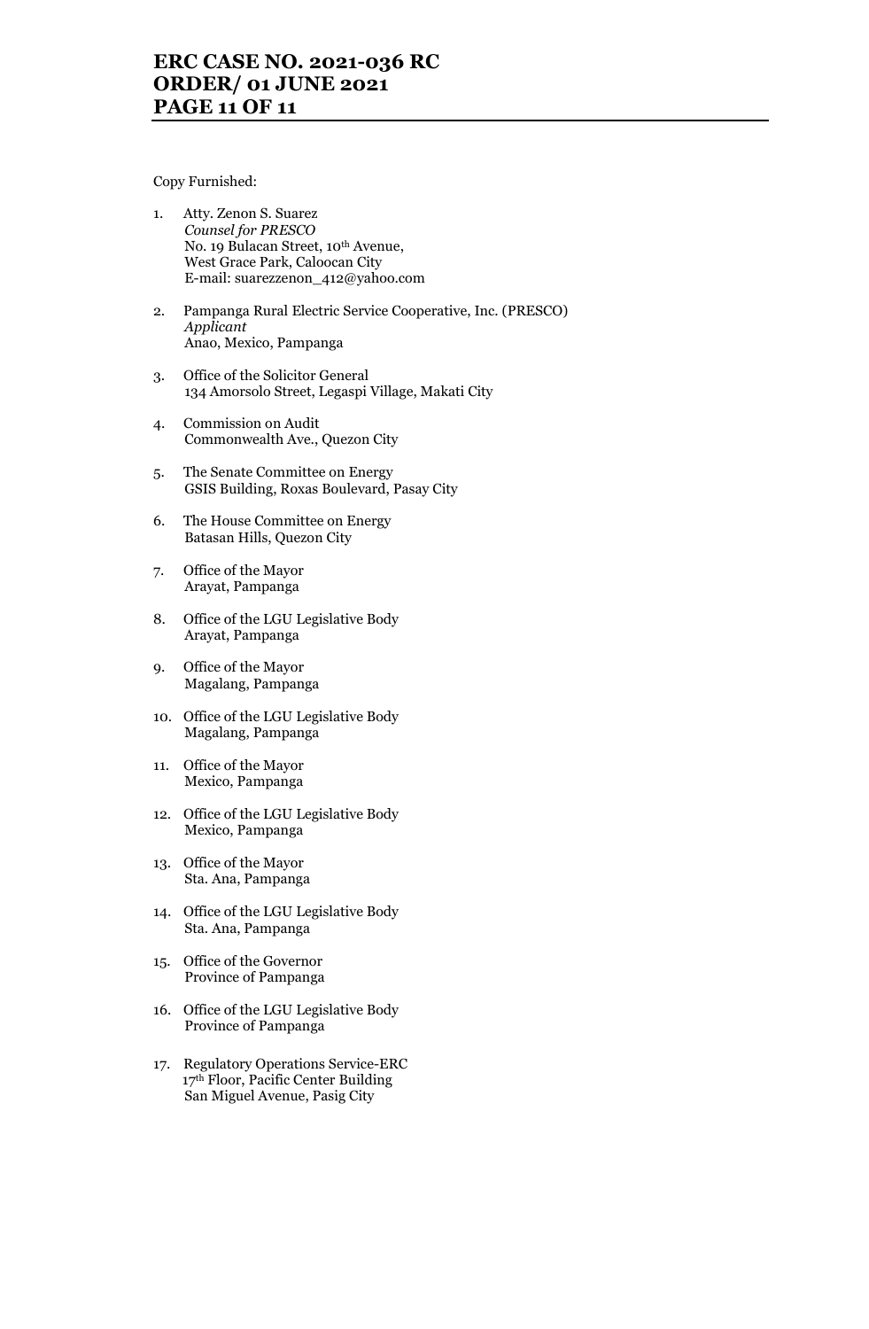Copy Furnished:

1. Atty. Zenon S. Suarez
   *Counsel for PRESCO*
   No. 19 Bulacan Street, 10th Avenue,
   West Grace Park, Caloocan City
   E-mail: suarezzenon_412@yahoo.com

2. Pampanga Rural Electric Service Cooperative, Inc. (PRESCO)
   *Applicant*
   Anao, Mexico, Pampanga

3. Office of the Solicitor General
   134 Amorsolo Street, Legaspi Village, Makati City

4. Commission on Audit
   Commonwealth Ave., Quezon City

5. The Senate Committee on Energy
   GSIS Building, Roxas Boulevard, Pasay City

6. The House Committee on Energy
   Batasan Hills, Quezon City

7. Office of the Mayor
   Arayat, Pampanga

8. Office of the LGU Legislative Body
   Arayat, Pampanga

9. Office of the Mayor
   Magalang, Pampanga

10. Office of the LGU Legislative Body
    Magalang, Pampanga

11. Office of the Mayor
    Mexico, Pampanga

12. Office of the LGU Legislative Body
    Mexico, Pampanga

13. Office of the Mayor
    Sta. Ana, Pampanga

14. Office of the LGU Legislative Body
    Sta. Ana, Pampanga

15. Office of the Governor
    Province of Pampanga

16. Office of the LGU Legislative Body
    Province of Pampanga

17. Regulatory Operations Service-ERC
    17th Floor, Pacific Center Building
    San Miguel Avenue, Pasig City